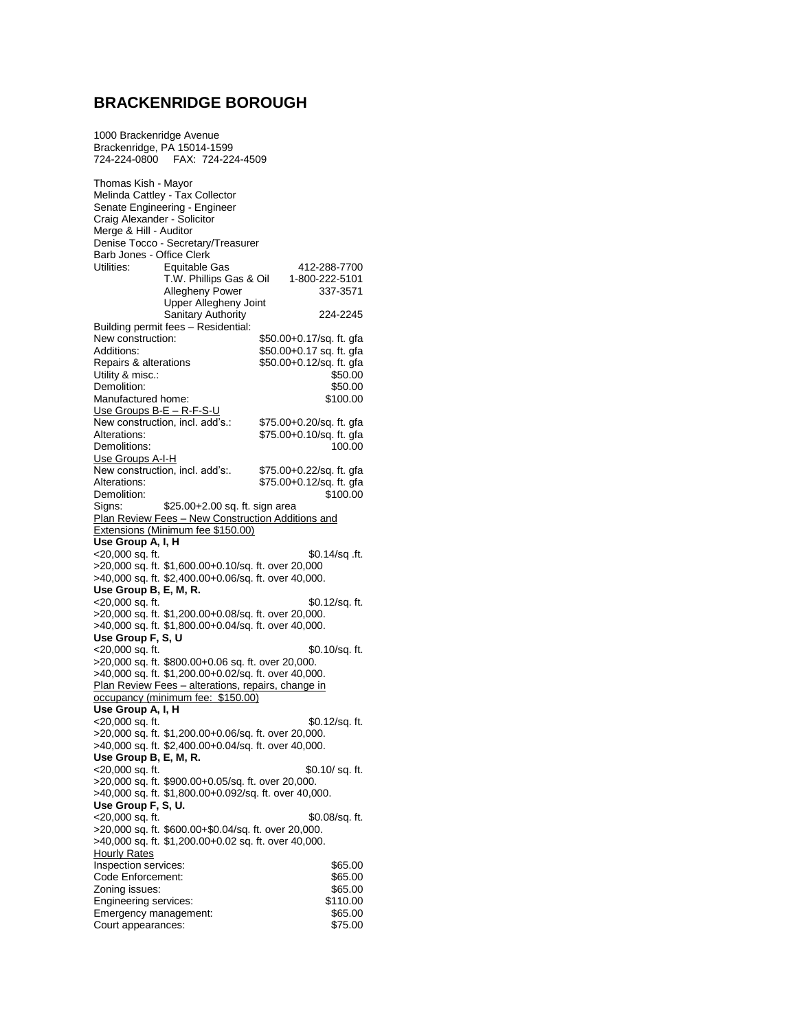# BRACKENRIDGE BOROUGH

1000 Brackenridge Avenue
Brackenridge, PA 15014-1599
724-224-0800 FAX: 724-224-4509

Thomas Kish - Mayor
Melinda Cattley - Tax Collector
Senate Engineering - Engineer
Craig Alexander - Solicitor
Merge & Hill - Auditor
Denise Tocco - Secretary/Treasurer
Barb Jones - Office Clerk

| Utilities: | | |
|---|---|---|
| | Equitable Gas | 412-288-7700 |
| | T.W. Phillips Gas & Oil | 1-800-222-5101 |
| | Allegheny Power | 337-3571 |
| | Upper Allegheny Joint Sanitary Authority | 224-2245 |

Building permit fees – Residential:

| | |
|---|---|
| New construction: | $50.00+0.17/sq. ft. gfa |
| Additions: | $50.00+0.17 sq. ft. gfa |
| Repairs & alterations | $50.00+0.12/sq. ft. gfa |
| Utility & misc.: | $50.00 |
| Demolition: | $50.00 |
| Manufactured home: | $100.00 |

Use Groups B-E – R-F-S-U

| | |
|---|---|
| New construction, incl. add's.: | $75.00+0.20/sq. ft. gfa |
| Alterations: | $75.00+0.10/sq. ft. gfa |
| Demolitions: | 100.00 |

Use Groups A-I-H

| | |
|---|---|
| New construction, incl. add's:. | $75.00+0.22/sq. ft. gfa |
| Alterations: | $75.00+0.12/sq. ft. gfa |
| Demolition: | $100.00 |

Signs: $25.00+2.00 sq. ft. sign area

Plan Review Fees – New Construction Additions and Extensions (Minimum fee $150.00)

**Use Group A, I, H**

<20,000 sq. ft. $0.14/sq .ft.
>20,000 sq. ft. $1,600.00+0.10/sq. ft. over 20,000
>40,000 sq. ft. $2,400.00+0.06/sq. ft. over 40,000.

**Use Group B, E, M, R.**

<20,000 sq. ft. $0.12/sq. ft.
>20,000 sq. ft. $1,200.00+0.08/sq. ft. over 20,000.
>40,000 sq. ft. $1,800.00+0.04/sq. ft. over 40,000.

**Use Group F, S, U**

<20,000 sq. ft. $0.10/sq. ft.
>20,000 sq. ft. $800.00+0.06 sq. ft. over 20,000.
>40,000 sq. ft. $1,200.00+0.02/sq. ft. over 40,000.

Plan Review Fees – alterations, repairs, change in occupancy (minimum fee: $150.00)

**Use Group A, I, H**

<20,000 sq. ft. $0.12/sq. ft.
>20,000 sq. ft. $1,200.00+0.06/sq. ft. over 20,000.
>40,000 sq. ft. $2,400.00+0.04/sq. ft. over 40,000.

**Use Group B, E, M, R.**

<20,000 sq. ft. $0.10/ sq. ft.
>20,000 sq. ft. $900.00+0.05/sq. ft. over 20,000.
>40,000 sq. ft. $1,800.00+0.092/sq. ft. over 40,000.

**Use Group F, S, U.**

<20,000 sq. ft. $0.08/sq. ft.
>20,000 sq. ft. $600.00+$0.04/sq. ft. over 20,000.
>40,000 sq. ft. $1,200.00+0.02 sq. ft. over 40,000.

Hourly Rates

| | |
|---|---|
| Inspection services: | $65.00 |
| Code Enforcement: | $65.00 |
| Zoning issues: | $65.00 |
| Engineering services: | $110.00 |
| Emergency management: | $65.00 |
| Court appearances: | $75.00 |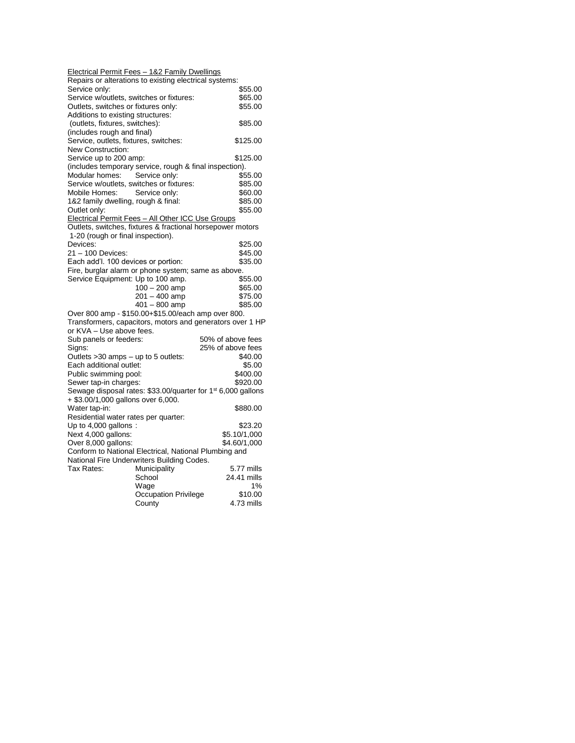<u>Electrical Permit Fees – 1&2 Family Dwellings</u>

Repairs or alterations to existing electrical systems:

| | |
|---|---|
| Service only: | $55.00 |
| Service w/outlets, switches or fixtures: | $65.00 |
| Outlets, switches or fixtures only: | $55.00 |
| Additions to existing structures: (outlets, fixtures, switches): | $85.00 |
| (includes rough and final) | |
| Service, outlets, fixtures, switches: | $125.00 |
| New Construction: | |
| Service up to 200 amp: | $125.00 |
| (includes temporary service, rough & final inspection). | |
| Modular homes: Service only: | $55.00 |
| Service w/outlets, switches or fixtures: | $85.00 |
| Mobile Homes: Service only: | $60.00 |
| 1&2 family dwelling, rough & final: | $85.00 |
| Outlet only: | $55.00 |

<u>Electrical Permit Fees – All Other ICC Use Groups</u>

Outlets, switches, fixtures & fractional horsepower motors 1-20 (rough or final inspection).

| | |
|---|---|
| Devices: | $25.00 |
| 21 – 100 Devices: | $45.00 |
| Each add'l. 100 devices or portion: | $35.00 |

Fire, burglar alarm or phone system; same as above.

| | | |
|---|---|---|
| Service Equipment: | Up to 100 amp. | $55.00 |
| | 100 – 200 amp | $65.00 |
| | 201 – 400 amp | $75.00 |
| | 401 – 800 amp | $85.00 |

Over 800 amp - $150.00+$15.00/each amp over 800.

Transformers, capacitors, motors and generators over 1 HP or KVA – Use above fees.

| | |
|---|---|
| Sub panels or feeders: | 50% of above fees |
| Signs: | 25% of above fees |
| Outlets >30 amps – up to 5 outlets: | $40.00 |
| Each additional outlet: | $5.00 |
| Public swimming pool: | $400.00 |
| Sewer tap-in charges: | $920.00 |

Sewage disposal rates: $33.00/quarter for 1st 6,000 gallons + $3.00/1,000 gallons over 6,000.

| | |
|---|---|
| Water tap-in: | $880.00 |

Residential water rates per quarter:

| | |
|---|---|
| Up to 4,000 gallons : | $23.20 |
| Next 4,000 gallons: | $5.10/1,000 |
| Over 8,000 gallons: | $4.60/1,000 |

Conform to National Electrical, National Plumbing and National Fire Underwriters Building Codes.

| | | |
|---|---|---|
| Tax Rates: | Municipality | 5.77 mills |
| | School | 24.41 mills |
| | Wage | 1% |
| | Occupation Privilege | $10.00 |
| | County | 4.73 mills |